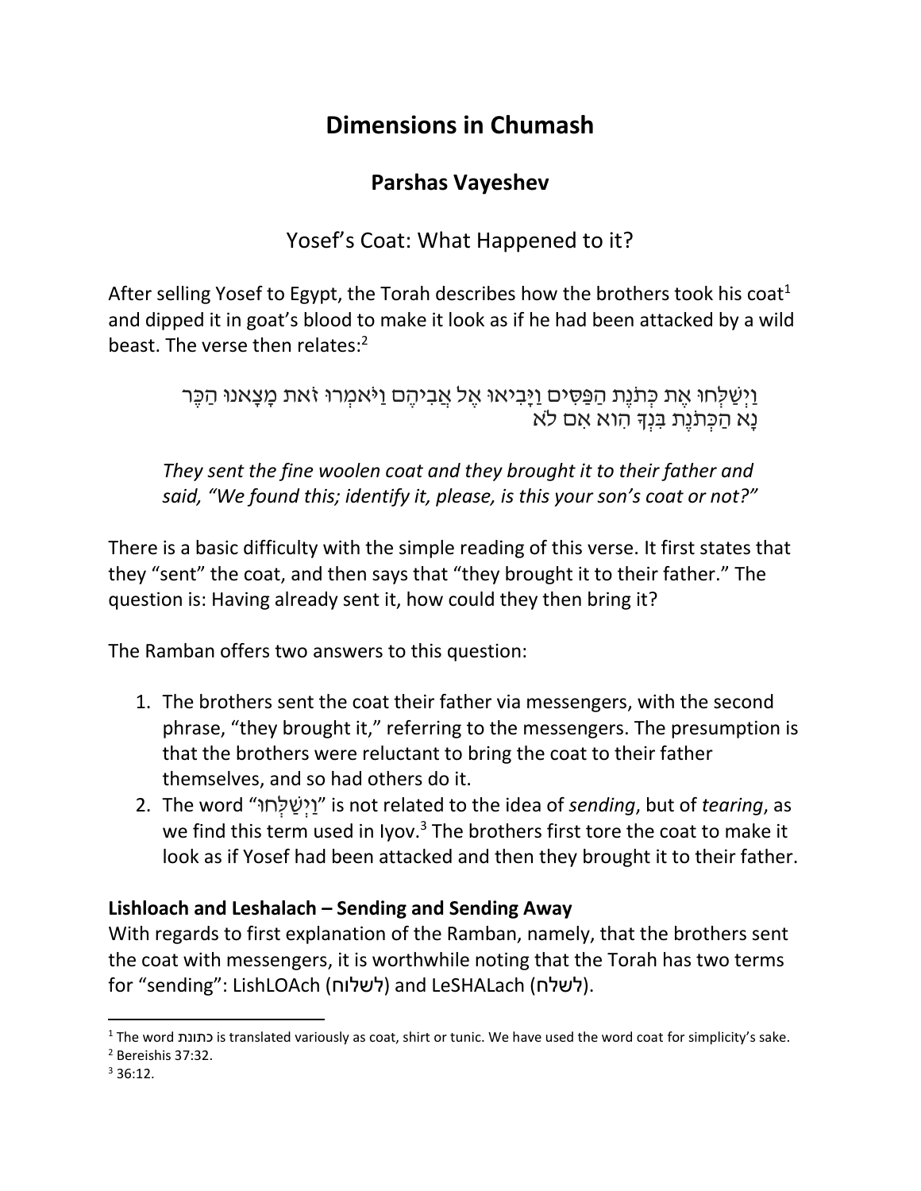# Dimensions in Chumash

## Parshas Vayeshev

### Yosef's Coat: What Happened to it?

After selling Yosef to Egypt, the Torah describes how the brothers took his coat[1] and dipped it in goat's blood to make it look as if he had been attacked by a wild beast. The verse then relates:[2]

> וַיְשַׁלְּחוּ אֶת כְּתֹנֶת הַפַּסִּים וַיָּבִיאוּ אֶל אֲבִיהֶם וַיֹּאמְרוּ זֹאת מָצָאנוּ הַכֶּר נָא הַכְּתֹנֶת בִּנְךָ הִוא אִם לֹא
>
> *They sent the fine woolen coat and they brought it to their father and said, "We found this; identify it, please, is this your son's coat or not?"*

There is a basic difficulty with the simple reading of this verse. It first states that they "sent" the coat, and then says that "they brought it to their father." The question is: Having already sent it, how could they then bring it?

The Ramban offers two answers to this question:

1. The brothers sent the coat their father via messengers, with the second phrase, "they brought it," referring to the messengers. The presumption is that the brothers were reluctant to bring the coat to their father themselves, and so had others do it.
2. The word "וַיְשַׁלְּחוּ" is not related to the idea of *sending*, but of *tearing*, as we find this term used in Iyov.[3] The brothers first tore the coat to make it look as if Yosef had been attacked and then they brought it to their father.

**Lishloach and Leshalach – Sending and Sending Away**

With regards to first explanation of the Ramban, namely, that the brothers sent the coat with messengers, it is worthwhile noting that the Torah has two terms for "sending": LishLOAch (לשלוח) and LeSHALach (לשלח).

---

[1] The word כתונת is translated variously as coat, shirt or tunic. We have used the word coat for simplicity's sake.

[2] Bereishis 37:32.

[3] 36:12.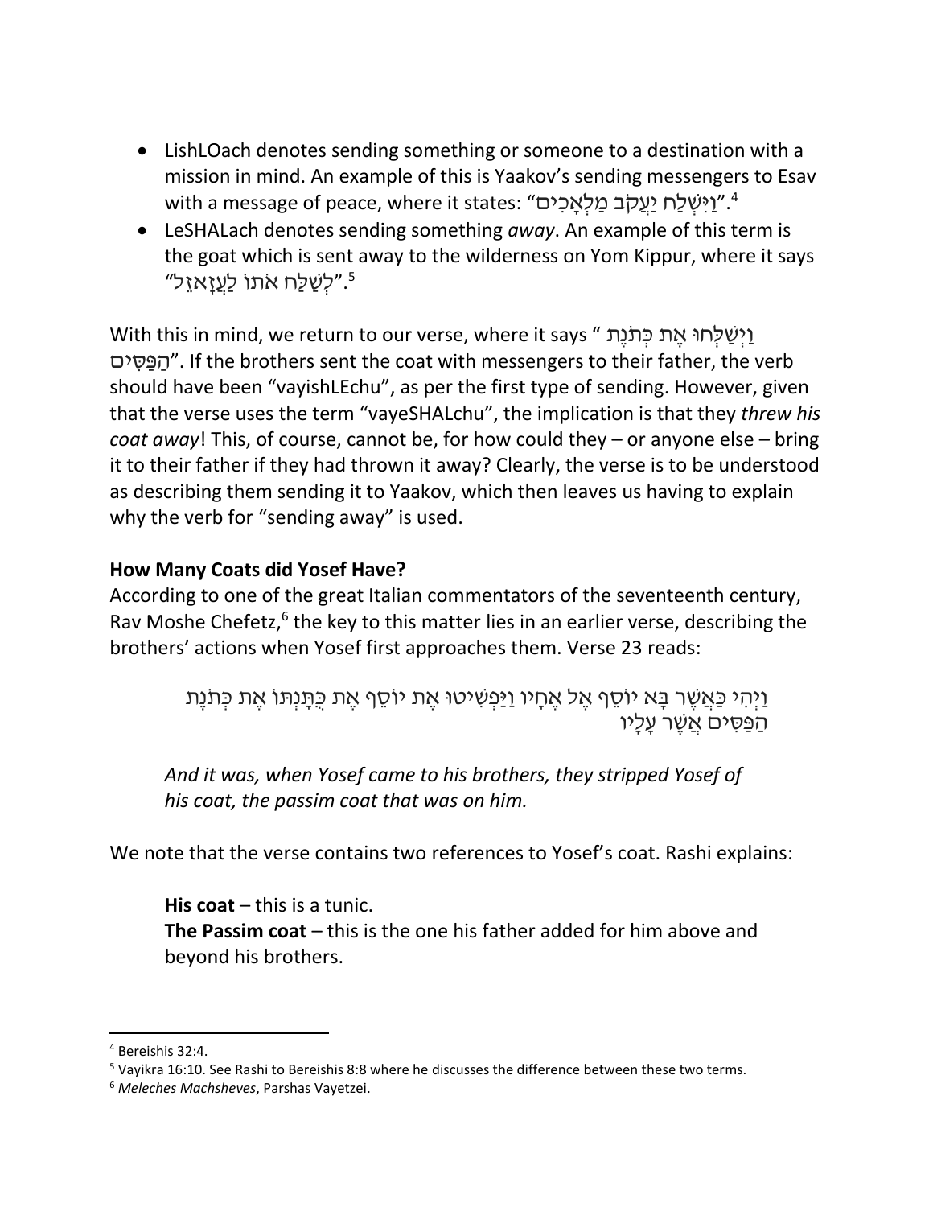- LishLOach denotes sending something or someone to a destination with a mission in mind. An example of this is Yaakov's sending messengers to Esav with a message of peace, where it states: "וַיִּשְׁלַח יַעֲקֹב מַלְאָכִים".[4]
- LeSHALach denotes sending something *away*. An example of this term is the goat which is sent away to the wilderness on Yom Kippur, where it says "לְשַׁלַּח אֹתוֹ לַעֲזָאזֵל".[5]

With this in mind, we return to our verse, where it says "וַיְשַׁלְּחוּ אֶת כְּתֹנֶת הַפַּסִּים". If the brothers sent the coat with messengers to their father, the verb should have been "vayishLEchu", as per the first type of sending. However, given that the verse uses the term "vayeSHALchu", the implication is that they *threw his coat away*! This, of course, cannot be, for how could they – or anyone else – bring it to their father if they had thrown it away? Clearly, the verse is to be understood as describing them sending it to Yaakov, which then leaves us having to explain why the verb for "sending away" is used.

**How Many Coats did Yosef Have?**

According to one of the great Italian commentators of the seventeenth century, Rav Moshe Chefetz,[6] the key to this matter lies in an earlier verse, describing the brothers' actions when Yosef first approaches them. Verse 23 reads:

> וַיְהִי כַּאֲשֶׁר בָּא יוֹסֵף אֶל אֶחָיו וַיַּפְשִׁיטוּ אֶת יוֹסֵף אֶת כֻּתָּנְתּוֹ אֶת כְּתֹנֶת הַפַּסִּים אֲשֶׁר עָלָיו
>
> *And it was, when Yosef came to his brothers, they stripped Yosef of his coat, the passim coat that was on him.*

We note that the verse contains two references to Yosef's coat. Rashi explains:

> **His coat** – this is a tunic.
> **The Passim coat** – this is the one his father added for him above and beyond his brothers.

---

[4] Bereishis 32:4.
[5] Vayikra 16:10. See Rashi to Bereishis 8:8 where he discusses the difference between these two terms.
[6] *Meleches Machsheves*, Parshas Vayetzei.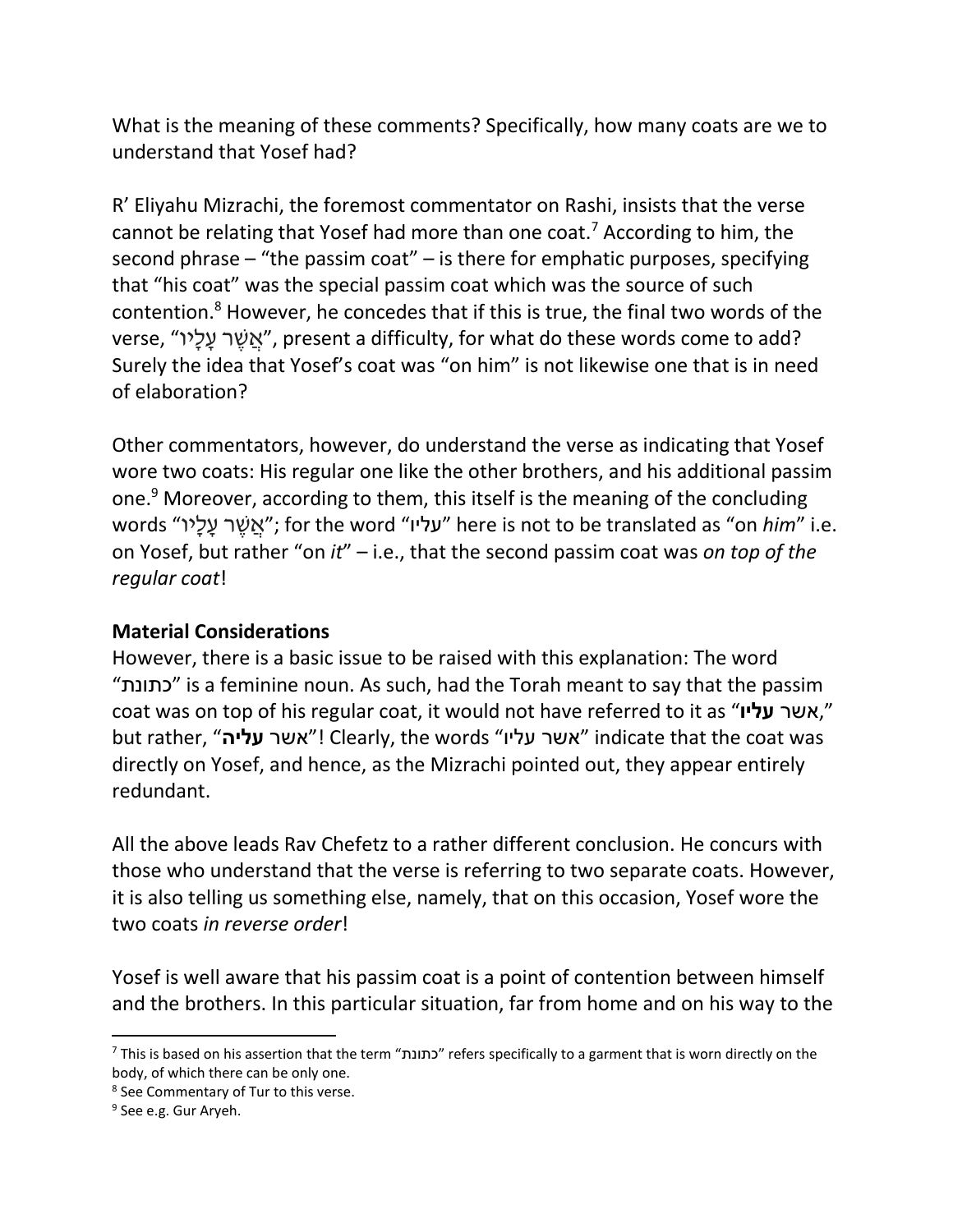What is the meaning of these comments? Specifically, how many coats are we to understand that Yosef had?

R' Eliyahu Mizrachi, the foremost commentator on Rashi, insists that the verse cannot be relating that Yosef had more than one coat.[7] According to him, the second phrase – "the passim coat" – is there for emphatic purposes, specifying that "his coat" was the special passim coat which was the source of such contention.[8] However, he concedes that if this is true, the final two words of the verse, "אֲשֶׁר עָלָיו", present a difficulty, for what do these words come to add? Surely the idea that Yosef's coat was "on him" is not likewise one that is in need of elaboration?

Other commentators, however, do understand the verse as indicating that Yosef wore two coats: His regular one like the other brothers, and his additional passim one.[9] Moreover, according to them, this itself is the meaning of the concluding words "אֲשֶׁר עָלָיו"; for the word "עליו" here is not to be translated as "on *him*" i.e. on Yosef, but rather "on *it*" – i.e., that the second passim coat was *on top of the regular coat*!

**Material Considerations**

However, there is a basic issue to be raised with this explanation: The word "כתונת" is a feminine noun. As such, had the Torah meant to say that the passim coat was on top of his regular coat, it would not have referred to it as "אשר **עליו**," but rather, "אשר **עליה**"! Clearly, the words "אשר עליו" indicate that the coat was directly on Yosef, and hence, as the Mizrachi pointed out, they appear entirely redundant.

All the above leads Rav Chefetz to a rather different conclusion. He concurs with those who understand that the verse is referring to two separate coats. However, it is also telling us something else, namely, that on this occasion, Yosef wore the two coats *in reverse order*!

Yosef is well aware that his passim coat is a point of contention between himself and the brothers. In this particular situation, far from home and on his way to the

---

[7] This is based on his assertion that the term "כתונת" refers specifically to a garment that is worn directly on the body, of which there can be only one.

[8] See Commentary of Tur to this verse.

[9] See e.g. Gur Aryeh.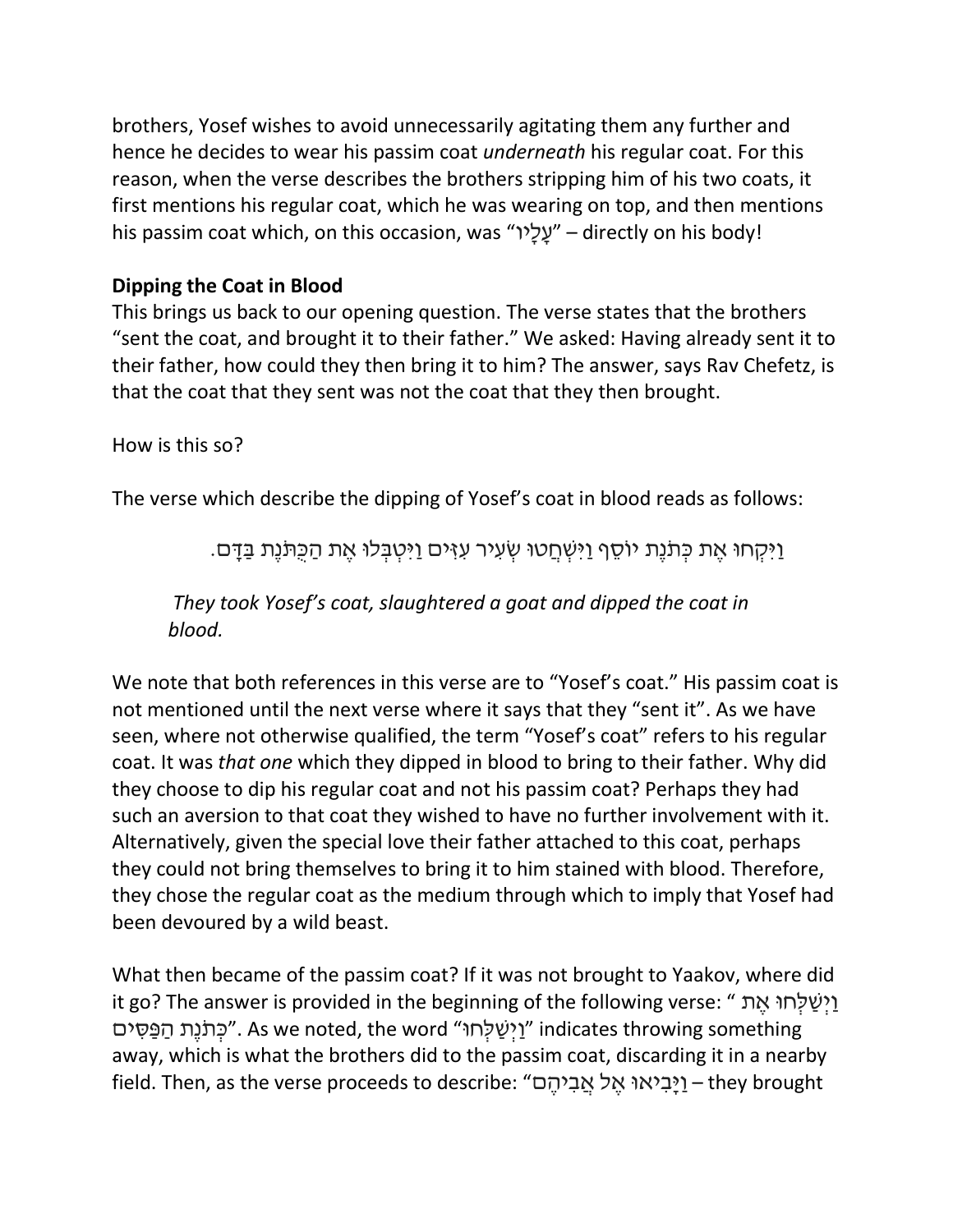brothers, Yosef wishes to avoid unnecessarily agitating them any further and hence he decides to wear his passim coat *underneath* his regular coat. For this reason, when the verse describes the brothers stripping him of his two coats, it first mentions his regular coat, which he was wearing on top, and then mentions his passim coat which, on this occasion, was "עָלָיו" – directly on his body!

**Dipping the Coat in Blood**

This brings us back to our opening question. The verse states that the brothers "sent the coat, and brought it to their father." We asked: Having already sent it to their father, how could they then bring it to him? The answer, says Rav Chefetz, is that the coat that they sent was not the coat that they then brought.

How is this so?

The verse which describe the dipping of Yosef's coat in blood reads as follows:

וַיִּקְחוּ אֶת כְּתֹנֶת יוֹסֵף וַיִּשְׁחֲטוּ שְׂעִיר עִזִּים וַיִּטְבְּלוּ אֶת הַכֻּתֹּנֶת בַּדָּם.

*They took Yosef's coat, slaughtered a goat and dipped the coat in blood.*

We note that both references in this verse are to "Yosef's coat." His passim coat is not mentioned until the next verse where it says that they "sent it". As we have seen, where not otherwise qualified, the term "Yosef's coat" refers to his regular coat. It was *that one* which they dipped in blood to bring to their father. Why did they choose to dip his regular coat and not his passim coat? Perhaps they had such an aversion to that coat they wished to have no further involvement with it. Alternatively, given the special love their father attached to this coat, perhaps they could not bring themselves to bring it to him stained with blood. Therefore, they chose the regular coat as the medium through which to imply that Yosef had been devoured by a wild beast.

What then became of the passim coat? If it was not brought to Yaakov, where did it go? The answer is provided in the beginning of the following verse: "וַיְשַׁלְּחוּ אֶת כְּתֹנֶת הַפַּסִּים". As we noted, the word "וַיְשַׁלְּחוּ" indicates throwing something away, which is what the brothers did to the passim coat, discarding it in a nearby field. Then, as the verse proceeds to describe: "וַיָּבִיאוּ אֶל אֲבִיהֶם – they brought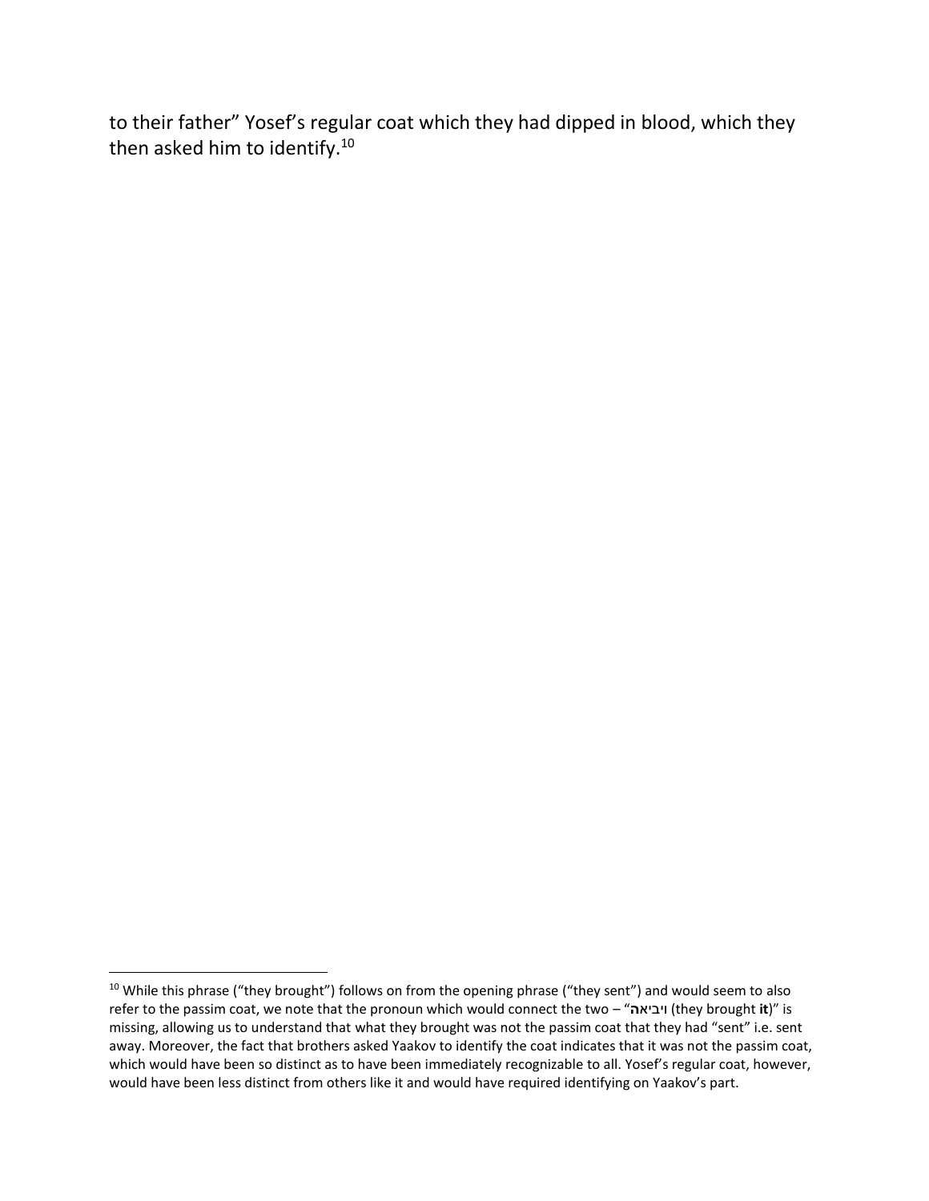to their father" Yosef's regular coat which they had dipped in blood, which they then asked him to identify.[10]

---

[10] While this phrase ("they brought") follows on from the opening phrase ("they sent") and would seem to also refer to the passim coat, we note that the pronoun which would connect the two – "**ויביאה** (they brought **it**)" is missing, allowing us to understand that what they brought was not the passim coat that they had "sent" i.e. sent away. Moreover, the fact that brothers asked Yaakov to identify the coat indicates that it was not the passim coat, which would have been so distinct as to have been immediately recognizable to all. Yosef's regular coat, however, would have been less distinct from others like it and would have required identifying on Yaakov's part.